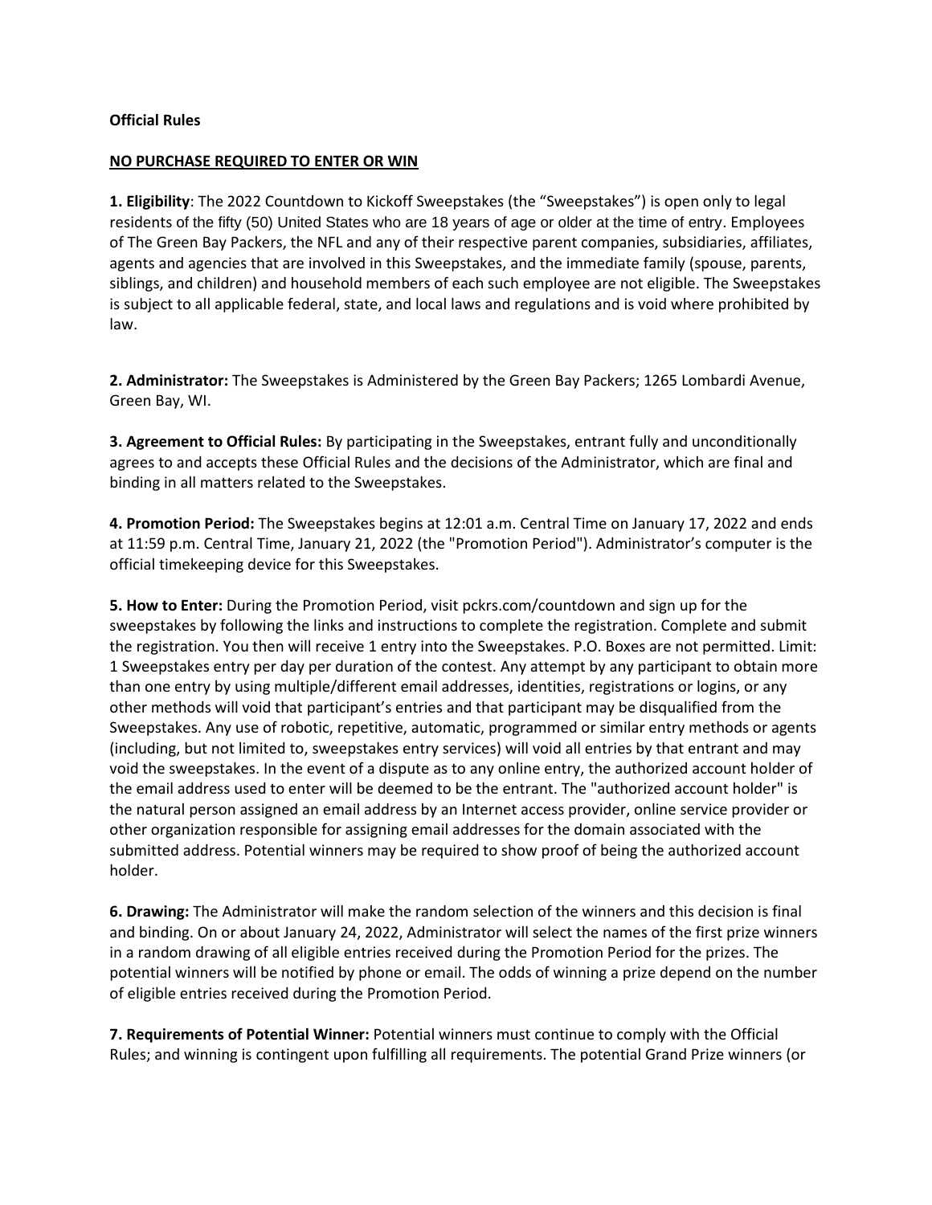**Official Rules**

**NO PURCHASE REQUIRED TO ENTER OR WIN**

**1. Eligibility**: The 2022 Countdown to Kickoff Sweepstakes (the "Sweepstakes") is open only to legal residents of the fifty (50) United States who are 18 years of age or older at the time of entry. Employees of The Green Bay Packers, the NFL and any of their respective parent companies, subsidiaries, affiliates, agents and agencies that are involved in this Sweepstakes, and the immediate family (spouse, parents, siblings, and children) and household members of each such employee are not eligible. The Sweepstakes is subject to all applicable federal, state, and local laws and regulations and is void where prohibited by law.

**2. Administrator:** The Sweepstakes is Administered by the Green Bay Packers; 1265 Lombardi Avenue, Green Bay, WI.

**3. Agreement to Official Rules:** By participating in the Sweepstakes, entrant fully and unconditionally agrees to and accepts these Official Rules and the decisions of the Administrator, which are final and binding in all matters related to the Sweepstakes.

**4. Promotion Period:** The Sweepstakes begins at 12:01 a.m. Central Time on January 17, 2022 and ends at 11:59 p.m. Central Time, January 21, 2022 (the "Promotion Period"). Administrator's computer is the official timekeeping device for this Sweepstakes.

**5. How to Enter:** During the Promotion Period, visit pckrs.com/countdown and sign up for the sweepstakes by following the links and instructions to complete the registration. Complete and submit the registration. You then will receive 1 entry into the Sweepstakes. P.O. Boxes are not permitted. Limit: 1 Sweepstakes entry per day per duration of the contest. Any attempt by any participant to obtain more than one entry by using multiple/different email addresses, identities, registrations or logins, or any other methods will void that participant's entries and that participant may be disqualified from the Sweepstakes. Any use of robotic, repetitive, automatic, programmed or similar entry methods or agents (including, but not limited to, sweepstakes entry services) will void all entries by that entrant and may void the sweepstakes. In the event of a dispute as to any online entry, the authorized account holder of the email address used to enter will be deemed to be the entrant. The "authorized account holder" is the natural person assigned an email address by an Internet access provider, online service provider or other organization responsible for assigning email addresses for the domain associated with the submitted address. Potential winners may be required to show proof of being the authorized account holder.

**6. Drawing:** The Administrator will make the random selection of the winners and this decision is final and binding. On or about January 24, 2022, Administrator will select the names of the first prize winners in a random drawing of all eligible entries received during the Promotion Period for the prizes. The potential winners will be notified by phone or email. The odds of winning a prize depend on the number of eligible entries received during the Promotion Period.

**7. Requirements of Potential Winner:** Potential winners must continue to comply with the Official Rules; and winning is contingent upon fulfilling all requirements. The potential Grand Prize winners (or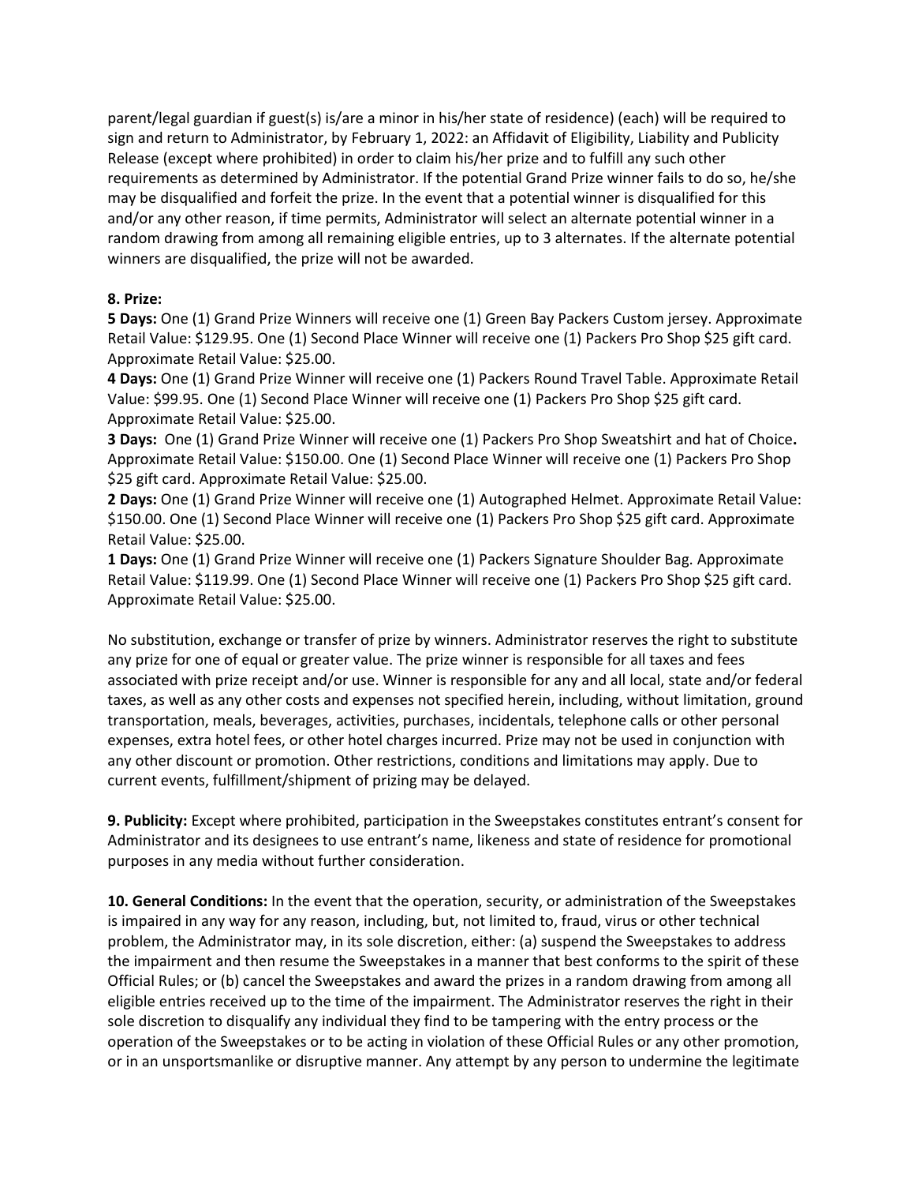parent/legal guardian if guest(s) is/are a minor in his/her state of residence) (each) will be required to sign and return to Administrator, by February 1, 2022: an Affidavit of Eligibility, Liability and Publicity Release (except where prohibited) in order to claim his/her prize and to fulfill any such other requirements as determined by Administrator. If the potential Grand Prize winner fails to do so, he/she may be disqualified and forfeit the prize. In the event that a potential winner is disqualified for this and/or any other reason, if time permits, Administrator will select an alternate potential winner in a random drawing from among all remaining eligible entries, up to 3 alternates. If the alternate potential winners are disqualified, the prize will not be awarded.

**8. Prize:**

**5 Days:** One (1) Grand Prize Winners will receive one (1) Green Bay Packers Custom jersey. Approximate Retail Value: $129.95. One (1) Second Place Winner will receive one (1) Packers Pro Shop $25 gift card. Approximate Retail Value: $25.00.

**4 Days:** One (1) Grand Prize Winner will receive one (1) Packers Round Travel Table. Approximate Retail Value: $99.95. One (1) Second Place Winner will receive one (1) Packers Pro Shop $25 gift card. Approximate Retail Value: $25.00.

**3 Days:** One (1) Grand Prize Winner will receive one (1) Packers Pro Shop Sweatshirt and hat of Choice**.** Approximate Retail Value: $150.00. One (1) Second Place Winner will receive one (1) Packers Pro Shop $25 gift card. Approximate Retail Value: $25.00.

**2 Days:** One (1) Grand Prize Winner will receive one (1) Autographed Helmet. Approximate Retail Value: $150.00. One (1) Second Place Winner will receive one (1) Packers Pro Shop $25 gift card. Approximate Retail Value: $25.00.

**1 Days:** One (1) Grand Prize Winner will receive one (1) Packers Signature Shoulder Bag. Approximate Retail Value: $119.99. One (1) Second Place Winner will receive one (1) Packers Pro Shop $25 gift card. Approximate Retail Value: $25.00.

No substitution, exchange or transfer of prize by winners. Administrator reserves the right to substitute any prize for one of equal or greater value. The prize winner is responsible for all taxes and fees associated with prize receipt and/or use. Winner is responsible for any and all local, state and/or federal taxes, as well as any other costs and expenses not specified herein, including, without limitation, ground transportation, meals, beverages, activities, purchases, incidentals, telephone calls or other personal expenses, extra hotel fees, or other hotel charges incurred. Prize may not be used in conjunction with any other discount or promotion. Other restrictions, conditions and limitations may apply. Due to current events, fulfillment/shipment of prizing may be delayed.

**9. Publicity:** Except where prohibited, participation in the Sweepstakes constitutes entrant's consent for Administrator and its designees to use entrant's name, likeness and state of residence for promotional purposes in any media without further consideration.

**10. General Conditions:** In the event that the operation, security, or administration of the Sweepstakes is impaired in any way for any reason, including, but, not limited to, fraud, virus or other technical problem, the Administrator may, in its sole discretion, either: (a) suspend the Sweepstakes to address the impairment and then resume the Sweepstakes in a manner that best conforms to the spirit of these Official Rules; or (b) cancel the Sweepstakes and award the prizes in a random drawing from among all eligible entries received up to the time of the impairment. The Administrator reserves the right in their sole discretion to disqualify any individual they find to be tampering with the entry process or the operation of the Sweepstakes or to be acting in violation of these Official Rules or any other promotion, or in an unsportsmanlike or disruptive manner. Any attempt by any person to undermine the legitimate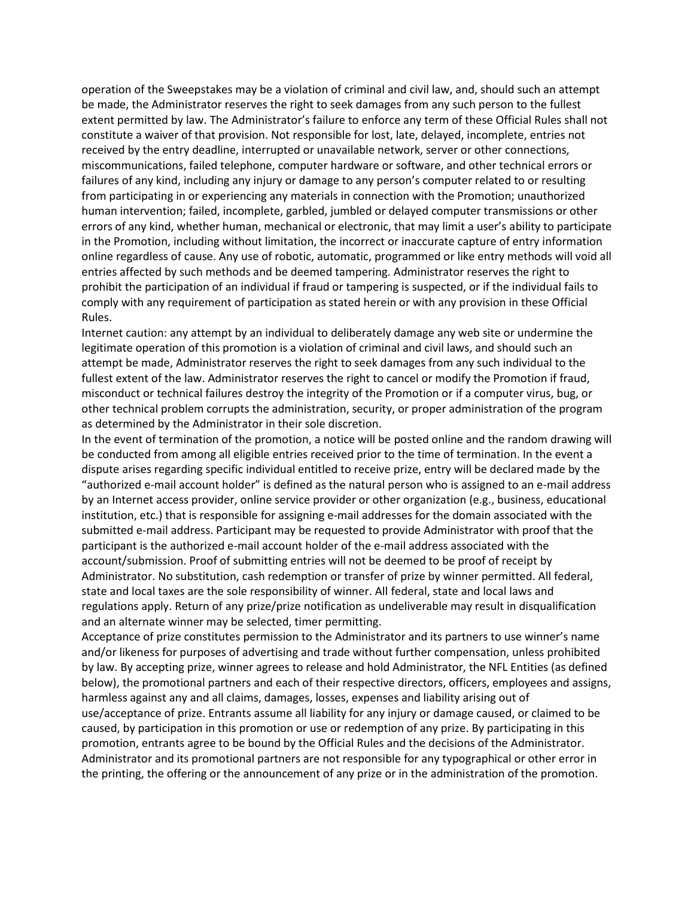operation of the Sweepstakes may be a violation of criminal and civil law, and, should such an attempt be made, the Administrator reserves the right to seek damages from any such person to the fullest extent permitted by law. The Administrator's failure to enforce any term of these Official Rules shall not constitute a waiver of that provision. Not responsible for lost, late, delayed, incomplete, entries not received by the entry deadline, interrupted or unavailable network, server or other connections, miscommunications, failed telephone, computer hardware or software, and other technical errors or failures of any kind, including any injury or damage to any person's computer related to or resulting from participating in or experiencing any materials in connection with the Promotion; unauthorized human intervention; failed, incomplete, garbled, jumbled or delayed computer transmissions or other errors of any kind, whether human, mechanical or electronic, that may limit a user's ability to participate in the Promotion, including without limitation, the incorrect or inaccurate capture of entry information online regardless of cause. Any use of robotic, automatic, programmed or like entry methods will void all entries affected by such methods and be deemed tampering. Administrator reserves the right to prohibit the participation of an individual if fraud or tampering is suspected, or if the individual fails to comply with any requirement of participation as stated herein or with any provision in these Official Rules.

Internet caution: any attempt by an individual to deliberately damage any web site or undermine the legitimate operation of this promotion is a violation of criminal and civil laws, and should such an attempt be made, Administrator reserves the right to seek damages from any such individual to the fullest extent of the law. Administrator reserves the right to cancel or modify the Promotion if fraud, misconduct or technical failures destroy the integrity of the Promotion or if a computer virus, bug, or other technical problem corrupts the administration, security, or proper administration of the program as determined by the Administrator in their sole discretion.

In the event of termination of the promotion, a notice will be posted online and the random drawing will be conducted from among all eligible entries received prior to the time of termination. In the event a dispute arises regarding specific individual entitled to receive prize, entry will be declared made by the "authorized e-mail account holder" is defined as the natural person who is assigned to an e-mail address by an Internet access provider, online service provider or other organization (e.g., business, educational institution, etc.) that is responsible for assigning e-mail addresses for the domain associated with the submitted e-mail address. Participant may be requested to provide Administrator with proof that the participant is the authorized e-mail account holder of the e-mail address associated with the account/submission. Proof of submitting entries will not be deemed to be proof of receipt by Administrator. No substitution, cash redemption or transfer of prize by winner permitted. All federal, state and local taxes are the sole responsibility of winner. All federal, state and local laws and regulations apply. Return of any prize/prize notification as undeliverable may result in disqualification and an alternate winner may be selected, timer permitting.

Acceptance of prize constitutes permission to the Administrator and its partners to use winner's name and/or likeness for purposes of advertising and trade without further compensation, unless prohibited by law. By accepting prize, winner agrees to release and hold Administrator, the NFL Entities (as defined below), the promotional partners and each of their respective directors, officers, employees and assigns, harmless against any and all claims, damages, losses, expenses and liability arising out of use/acceptance of prize. Entrants assume all liability for any injury or damage caused, or claimed to be caused, by participation in this promotion or use or redemption of any prize. By participating in this promotion, entrants agree to be bound by the Official Rules and the decisions of the Administrator. Administrator and its promotional partners are not responsible for any typographical or other error in the printing, the offering or the announcement of any prize or in the administration of the promotion.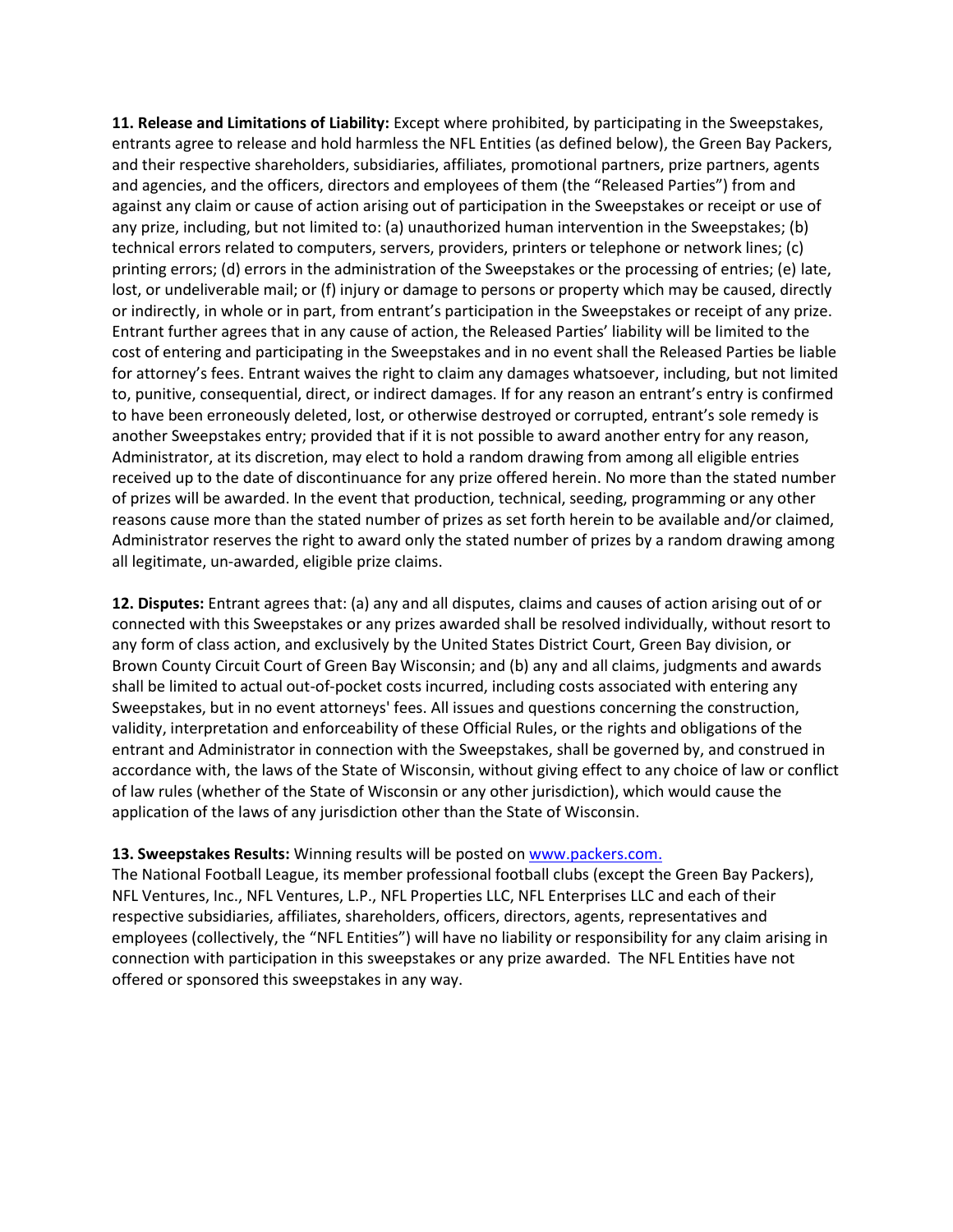**11. Release and Limitations of Liability:** Except where prohibited, by participating in the Sweepstakes, entrants agree to release and hold harmless the NFL Entities (as defined below), the Green Bay Packers, and their respective shareholders, subsidiaries, affiliates, promotional partners, prize partners, agents and agencies, and the officers, directors and employees of them (the "Released Parties") from and against any claim or cause of action arising out of participation in the Sweepstakes or receipt or use of any prize, including, but not limited to: (a) unauthorized human intervention in the Sweepstakes; (b) technical errors related to computers, servers, providers, printers or telephone or network lines; (c) printing errors; (d) errors in the administration of the Sweepstakes or the processing of entries; (e) late, lost, or undeliverable mail; or (f) injury or damage to persons or property which may be caused, directly or indirectly, in whole or in part, from entrant's participation in the Sweepstakes or receipt of any prize. Entrant further agrees that in any cause of action, the Released Parties' liability will be limited to the cost of entering and participating in the Sweepstakes and in no event shall the Released Parties be liable for attorney's fees. Entrant waives the right to claim any damages whatsoever, including, but not limited to, punitive, consequential, direct, or indirect damages. If for any reason an entrant's entry is confirmed to have been erroneously deleted, lost, or otherwise destroyed or corrupted, entrant's sole remedy is another Sweepstakes entry; provided that if it is not possible to award another entry for any reason, Administrator, at its discretion, may elect to hold a random drawing from among all eligible entries received up to the date of discontinuance for any prize offered herein. No more than the stated number of prizes will be awarded. In the event that production, technical, seeding, programming or any other reasons cause more than the stated number of prizes as set forth herein to be available and/or claimed, Administrator reserves the right to award only the stated number of prizes by a random drawing among all legitimate, un-awarded, eligible prize claims.

**12. Disputes:** Entrant agrees that: (a) any and all disputes, claims and causes of action arising out of or connected with this Sweepstakes or any prizes awarded shall be resolved individually, without resort to any form of class action, and exclusively by the United States District Court, Green Bay division, or Brown County Circuit Court of Green Bay Wisconsin; and (b) any and all claims, judgments and awards shall be limited to actual out-of-pocket costs incurred, including costs associated with entering any Sweepstakes, but in no event attorneys' fees. All issues and questions concerning the construction, validity, interpretation and enforceability of these Official Rules, or the rights and obligations of the entrant and Administrator in connection with the Sweepstakes, shall be governed by, and construed in accordance with, the laws of the State of Wisconsin, without giving effect to any choice of law or conflict of law rules (whether of the State of Wisconsin or any other jurisdiction), which would cause the application of the laws of any jurisdiction other than the State of Wisconsin.

**13. Sweepstakes Results:** Winning results will be posted on [www.packers.com.](http://www.packers.com)

The National Football League, its member professional football clubs (except the Green Bay Packers), NFL Ventures, Inc., NFL Ventures, L.P., NFL Properties LLC, NFL Enterprises LLC and each of their respective subsidiaries, affiliates, shareholders, officers, directors, agents, representatives and employees (collectively, the "NFL Entities") will have no liability or responsibility for any claim arising in connection with participation in this sweepstakes or any prize awarded. The NFL Entities have not offered or sponsored this sweepstakes in any way.